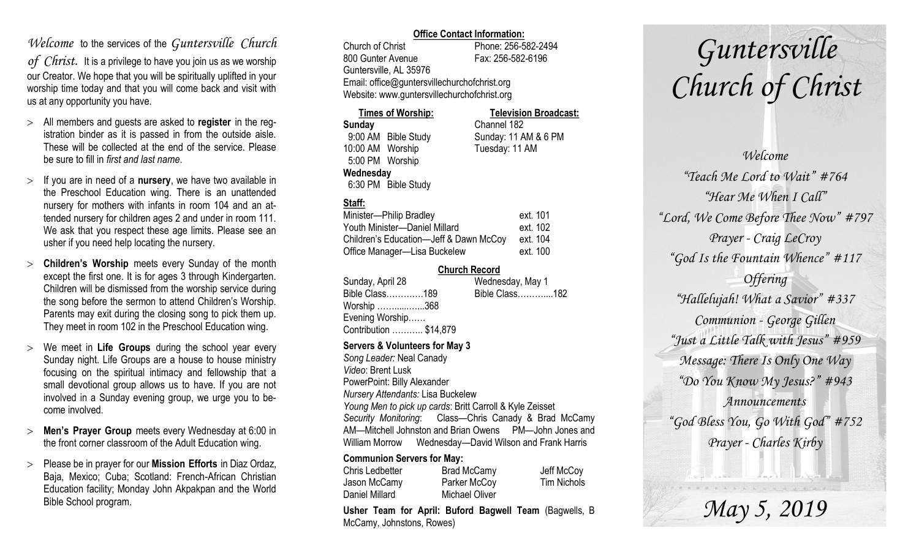*Welcome* to the services of the *Guntersville Church of Christ.* It is a privilege to have you join us as we worship our Creator. We hope that you will be spiritually uplifted in your worship time today and that you will come back and visit with us at any opportunity you have.

- All members and guests are asked to **register** in the registration binder as it is passed in from the outside aisle. These will be collected at the end of the service. Please be sure to fill in *first and last name*.
- If you are in need of a **nursery**, we have two available in the Preschool Education wing. There is an unattended nursery for mothers with infants in room 104 and an attended nursery for children ages 2 and under in room 111. We ask that you respect these age limits. Please see an usher if you need help locating the nursery.
- **Children's Worship** meets every Sunday of the month except the first one. It is for ages 3 through Kindergarten. Children will be dismissed from the worship service during the song before the sermon to attend Children's Worship. Parents may exit during the closing song to pick them up. They meet in room 102 in the Preschool Education wing.
- We meet in **Life Groups** during the school year every Sunday night. Life Groups are a house to house ministry focusing on the spiritual intimacy and fellowship that a small devotional group allows us to have. If you are not involved in a Sunday evening group, we urge you to become involved.
- **Men's Prayer Group** meets every Wednesday at 6:00 in the front corner classroom of the Adult Education wing.
- Please be in prayer for our **Mission Efforts** in Diaz Ordaz, Baja, Mexico; Cuba; Scotland: French-African Christian Education facility; Monday John Akpakpan and the World Bible School program.

**Office Contact Information:**

Church of Christ — Phone: 256-582-2494
800 Gunter Avenue — Fax: 256-582-6196
Guntersville, AL 35976
Email: office@guntersvillechurchofchrist.org
Website: www.guntersvillechurchofchrist.org

**Times of Worship:**

**Sunday**
9:00 AM Bible Study
10:00 AM Worship
5:00 PM Worship

**Wednesday**
6:30 PM Bible Study

**Television Broadcast:**

Channel 182
Sunday: 11 AM & 6 PM
Tuesday: 11 AM

**Staff:**

| | |
|---|---|
| Minister—Philip Bradley | ext. 101 |
| Youth Minister—Daniel Millard | ext. 102 |
| Children's Education—Jeff & Dawn McCoy | ext. 104 |
| Office Manager—Lisa Buckelew | ext. 100 |

**Church Record**

| Sunday, April 28 | Wednesday, May 1 |
|---|---|
| Bible Class…………189 | Bible Class………...182 |
| Worship ………..…..368 | |
| Evening Worship…… | |
| Contribution ……….. $14,879 | |

**Servers & Volunteers for May 3**

*Song Leader:* Neal Canady
*Video*: Brent Lusk
PowerPoint: Billy Alexander
*Nursery Attendants:* Lisa Buckelew
*Young Men to pick up cards*: Britt Carroll & Kyle Zeisset
*Security Monitoring*: Class—Chris Canady & Brad McCamy AM—Mitchell Johnston and Brian Owens PM—John Jones and William Morrow Wednesday—David Wilson and Frank Harris

**Communion Servers for May:**

| | | |
|---|---|---|
| Chris Ledbetter | Brad McCamy | Jeff McCoy |
| Jason McCamy | Parker McCoy | Tim Nichols |
| Daniel Millard | Michael Oliver | |

**Usher Team for April: Buford Bagwell Team** (Bagwells, B McCamy, Johnstons, Rowes)

# *Guntersville Church of Christ*

*Welcome*
*"Teach Me Lord to Wait" #764*
*"Hear Me When I Call"*
*"Lord, We Come Before Thee Now" #797*
*Prayer - Craig LeCroy*
*"God Is the Fountain Whence" #117*
*Offering*
*"Hallelujah! What a Savior" #337*
*Communion - George Gillen*
*"Just a Little Talk with Jesus" #959*
*Message: There Is Only One Way*
*"Do You Know My Jesus?" #943*
*Announcements*
*"God Bless You, Go With God" #752*
*Prayer - Charles Kirby*

*May 5, 2019*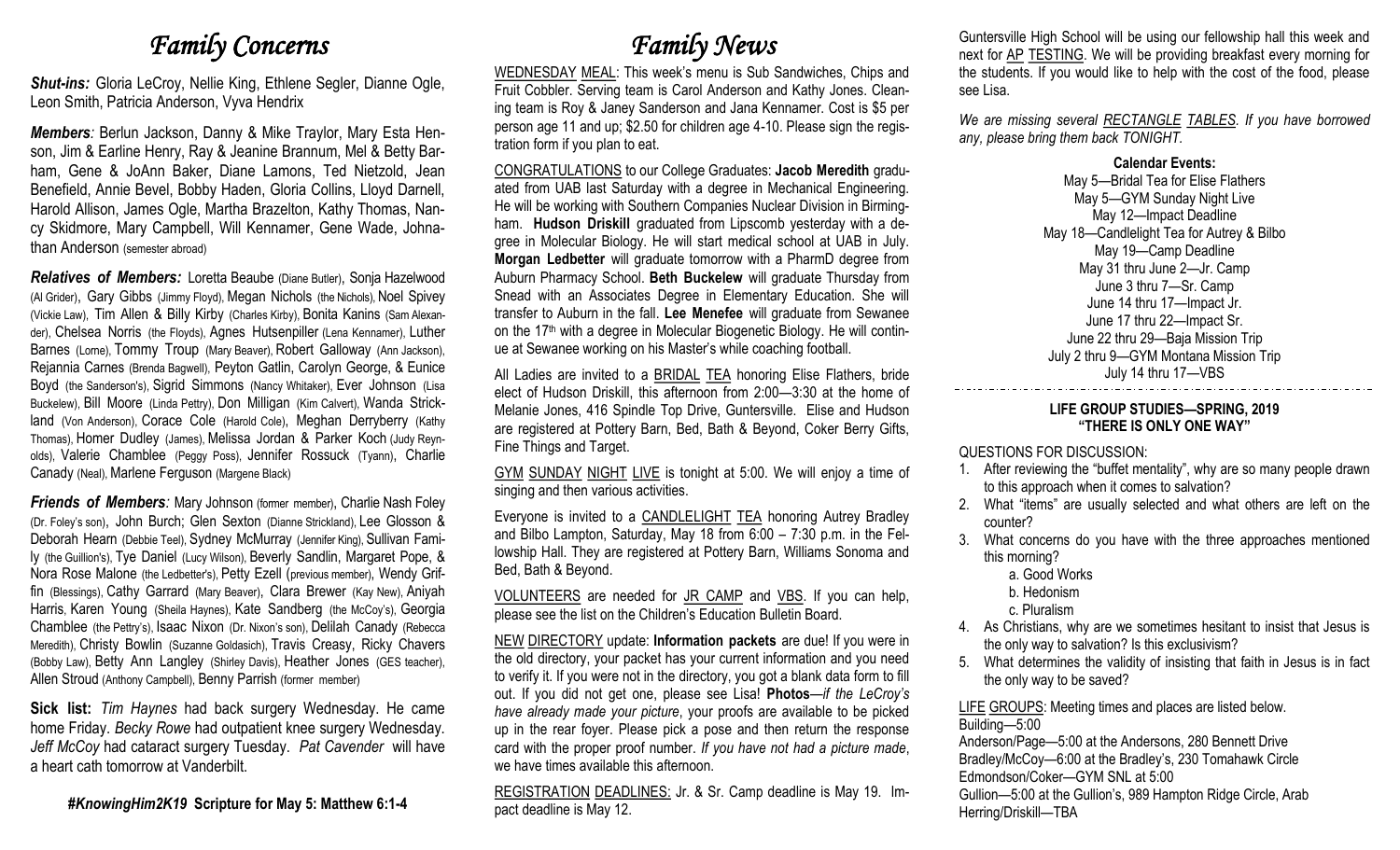# Family Concerns

***Shut-ins:*** Gloria LeCroy, Nellie King, Ethlene Segler, Dianne Ogle, Leon Smith, Patricia Anderson, Vyva Hendrix

***Members:*** Berlun Jackson, Danny & Mike Traylor, Mary Esta Henson, Jim & Earline Henry, Ray & Jeanine Brannum, Mel & Betty Barham, Gene & JoAnn Baker, Diane Lamons, Ted Nietzold, Jean Benefield, Annie Bevel, Bobby Haden, Gloria Collins, Lloyd Darnell, Harold Allison, James Ogle, Martha Brazelton, Kathy Thomas, Nancy Skidmore, Mary Campbell, Will Kennamer, Gene Wade, Johnathan Anderson (semester abroad)

***Relatives of Members:*** Loretta Beaube (Diane Butler), Sonja Hazelwood (Al Grider), Gary Gibbs (Jimmy Floyd), Megan Nichols (the Nichols), Noel Spivey (Vickie Law), Tim Allen & Billy Kirby (Charles Kirby), Bonita Kanins (Sam Alexander), Chelsea Norris (the Floyds), Agnes Hutsenpiller (Lena Kennamer), Luther Barnes (Lorne), Tommy Troup (Mary Beaver), Robert Galloway (Ann Jackson), Rejannia Carnes (Brenda Bagwell), Peyton Gatlin, Carolyn George, & Eunice Boyd (the Sanderson's), Sigrid Simmons (Nancy Whitaker), Ever Johnson (Lisa Buckelew), Bill Moore (Linda Pettry), Don Milligan (Kim Calvert), Wanda Strickland (Von Anderson), Corace Cole (Harold Cole), Meghan Derryberry (Kathy Thomas), Homer Dudley (James), Melissa Jordan & Parker Koch (Judy Reynolds), Valerie Chamblee (Peggy Poss), Jennifer Rossuck (Tyann), Charlie Canady (Neal), Marlene Ferguson (Margene Black)

***Friends of Members:*** Mary Johnson (former member), Charlie Nash Foley (Dr. Foley's son), John Burch; Glen Sexton (Dianne Strickland), Lee Glosson & Deborah Hearn (Debbie Teel), Sydney McMurray (Jennifer King), Sullivan Family (the Guillion's), Tye Daniel (Lucy Wilson), Beverly Sandlin, Margaret Pope, & Nora Rose Malone (the Ledbetter's), Petty Ezell (previous member), Wendy Griffin (Blessings), Cathy Garrard (Mary Beaver), Clara Brewer (Kay New), Aniyah Harris, Karen Young (Sheila Haynes), Kate Sandberg (the McCoy's), Georgia Chamblee (the Pettry's), Isaac Nixon (Dr. Nixon's son), Delilah Canady (Rebecca Meredith), Christy Bowlin (Suzanne Goldasich), Travis Creasy, Ricky Chavers (Bobby Law), Betty Ann Langley (Shirley Davis), Heather Jones (GES teacher), Allen Stroud (Anthony Campbell), Benny Parrish (former member)

**Sick list:** *Tim Haynes* had back surgery Wednesday. He came home Friday. *Becky Rowe* had outpatient knee surgery Wednesday. *Jeff McCoy* had cataract surgery Tuesday. *Pat Cavender* will have a heart cath tomorrow at Vanderbilt.

***#KnowingHim2K19* Scripture for May 5: Matthew 6:1-4**

# Family News

WEDNESDAY MEAL: This week's menu is Sub Sandwiches, Chips and Fruit Cobbler. Serving team is Carol Anderson and Kathy Jones. Cleaning team is Roy & Janey Sanderson and Jana Kennamer. Cost is $5 per person age 11 and up; $2.50 for children age 4-10. Please sign the registration form if you plan to eat.

CONGRATULATIONS to our College Graduates: **Jacob Meredith** graduated from UAB last Saturday with a degree in Mechanical Engineering. He will be working with Southern Companies Nuclear Division in Birmingham. **Hudson Driskill** graduated from Lipscomb yesterday with a degree in Molecular Biology. He will start medical school at UAB in July. **Morgan Ledbetter** will graduate tomorrow with a PharmD degree from Auburn Pharmacy School. **Beth Buckelew** will graduate Thursday from Snead with an Associates Degree in Elementary Education. She will transfer to Auburn in the fall. **Lee Menefee** will graduate from Sewanee on the 17th with a degree in Molecular Biogenetic Biology. He will continue at Sewanee working on his Master's while coaching football.

All Ladies are invited to a BRIDAL TEA honoring Elise Flathers, bride elect of Hudson Driskill, this afternoon from 2:00—3:30 at the home of Melanie Jones, 416 Spindle Top Drive, Guntersville. Elise and Hudson are registered at Pottery Barn, Bed, Bath & Beyond, Coker Berry Gifts, Fine Things and Target.

GYM SUNDAY NIGHT LIVE is tonight at 5:00. We will enjoy a time of singing and then various activities.

Everyone is invited to a CANDLELIGHT TEA honoring Autrey Bradley and Bilbo Lampton, Saturday, May 18 from 6:00 – 7:30 p.m. in the Fellowship Hall. They are registered at Pottery Barn, Williams Sonoma and Bed, Bath & Beyond.

VOLUNTEERS are needed for JR CAMP and VBS. If you can help, please see the list on the Children's Education Bulletin Board.

NEW DIRECTORY update: **Information packets** are due! If you were in the old directory, your packet has your current information and you need to verify it. If you were not in the directory, you got a blank data form to fill out. If you did not get one, please see Lisa! **Photos**—*if the LeCroy's have already made your picture*, your proofs are available to be picked up in the rear foyer. Please pick a pose and then return the response card with the proper proof number. *If you have not had a picture made*, we have times available this afternoon.

REGISTRATION DEADLINES: Jr. & Sr. Camp deadline is May 19. Impact deadline is May 12.

Guntersville High School will be using our fellowship hall this week and next for AP TESTING. We will be providing breakfast every morning for the students. If you would like to help with the cost of the food, please see Lisa.

*We are missing several RECTANGLE TABLES. If you have borrowed any, please bring them back TONIGHT.*

**Calendar Events:**

May 5—Bridal Tea for Elise Flathers
May 5—GYM Sunday Night Live
May 12—Impact Deadline
May 18—Candlelight Tea for Autrey & Bilbo
May 19—Camp Deadline
May 31 thru June 2—Jr. Camp
June 3 thru 7—Sr. Camp
June 14 thru 17—Impact Jr.
June 17 thru 22—Impact Sr.
June 22 thru 29—Baja Mission Trip
July 2 thru 9—GYM Montana Mission Trip
July 14 thru 17—VBS

**LIFE GROUP STUDIES—SPRING, 2019**
**"THERE IS ONLY ONE WAY"**

QUESTIONS FOR DISCUSSION:

1. After reviewing the "buffet mentality", why are so many people drawn to this approach when it comes to salvation?
2. What "items" are usually selected and what others are left on the counter?
3. What concerns do you have with the three approaches mentioned this morning?
   a. Good Works
   b. Hedonism
   c. Pluralism
4. As Christians, why are we sometimes hesitant to insist that Jesus is the only way to salvation? Is this exclusivism?
5. What determines the validity of insisting that faith in Jesus is in fact the only way to be saved?

LIFE GROUPS: Meeting times and places are listed below.
Building—5:00
Anderson/Page—5:00 at the Andersons, 280 Bennett Drive
Bradley/McCoy—6:00 at the Bradley's, 230 Tomahawk Circle
Edmondson/Coker—GYM SNL at 5:00
Gullion—5:00 at the Gullion's, 989 Hampton Ridge Circle, Arab
Herring/Driskill—TBA